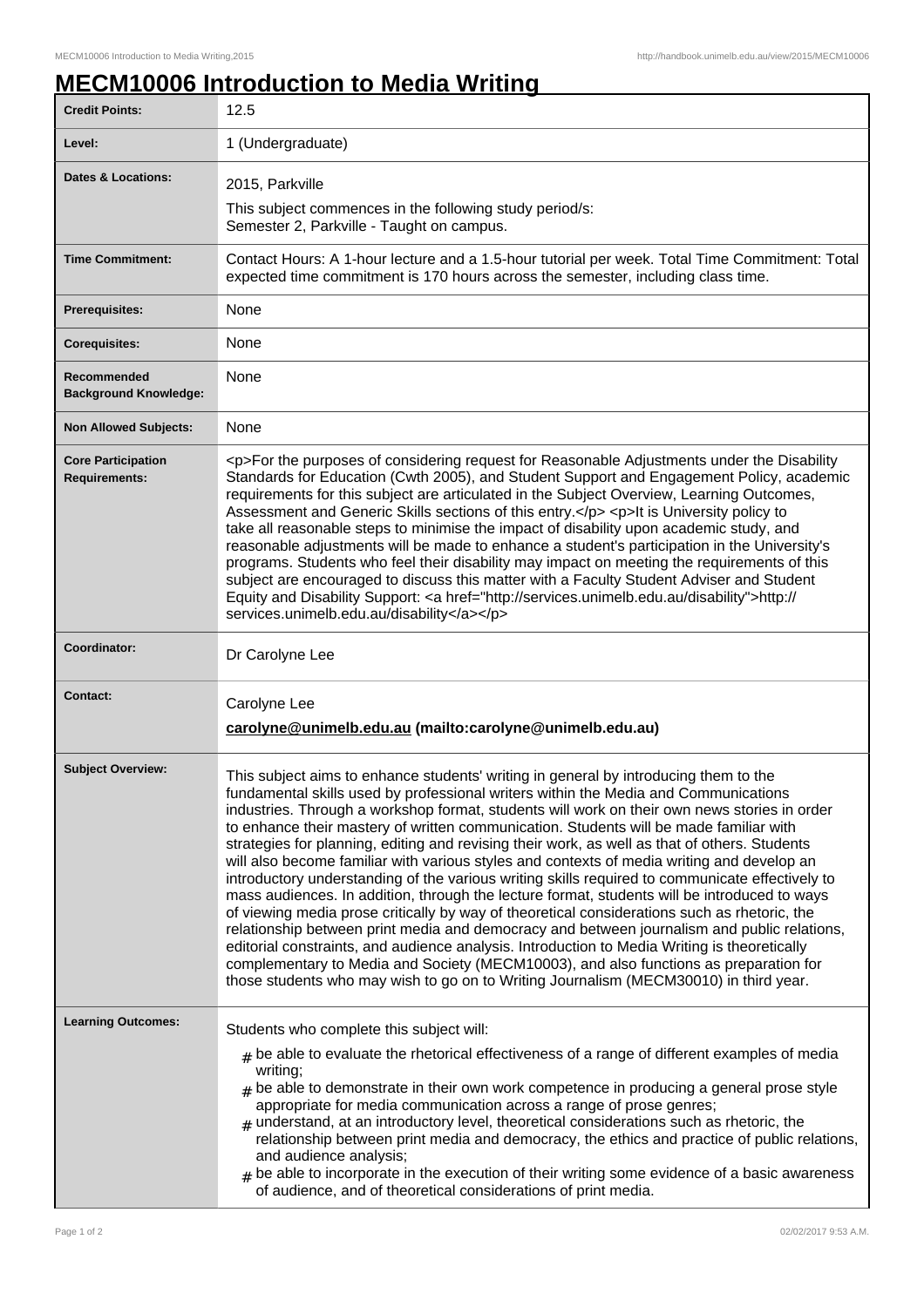# MECM10006 Introduction to Media Writing

| | |
|---|---|
| **Credit Points:** | 12.5 |
| **Level:** | 1 (Undergraduate) |
| **Dates & Locations:** | 2015, Parkville<br>This subject commences in the following study period/s:<br>Semester 2, Parkville - Taught on campus. |
| **Time Commitment:** | Contact Hours: A 1-hour lecture and a 1.5-hour tutorial per week. Total Time Commitment: Total expected time commitment is 170 hours across the semester, including class time. |
| **Prerequisites:** | None |
| **Corequisites:** | None |
| **Recommended Background Knowledge:** | None |
| **Non Allowed Subjects:** | None |
| **Core Participation Requirements:** | <p>For the purposes of considering request for Reasonable Adjustments under the Disability Standards for Education (Cwth 2005), and Student Support and Engagement Policy, academic requirements for this subject are articulated in the Subject Overview, Learning Outcomes, Assessment and Generic Skills sections of this entry.</p> <p>It is University policy to take all reasonable steps to minimise the impact of disability upon academic study, and reasonable adjustments will be made to enhance a student's participation in the University's programs. Students who feel their disability may impact on meeting the requirements of this subject are encouraged to discuss this matter with a Faculty Student Adviser and Student Equity and Disability Support: <a href="http://services.unimelb.edu.au/disability">http://services.unimelb.edu.au/disability</a></p> |
| **Coordinator:** | Dr Carolyne Lee |
| **Contact:** | Carolyne Lee<br>**carolyne@unimelb.edu.au (mailto:carolyne@unimelb.edu.au)** |
| **Subject Overview:** | This subject aims to enhance students' writing in general by introducing them to the fundamental skills used by professional writers within the Media and Communications industries. Through a workshop format, students will work on their own news stories in order to enhance their mastery of written communication. Students will be made familiar with strategies for planning, editing and revising their work, as well as that of others. Students will also become familiar with various styles and contexts of media writing and develop an introductory understanding of the various writing skills required to communicate effectively to mass audiences. In addition, through the lecture format, students will be introduced to ways of viewing media prose critically by way of theoretical considerations such as rhetoric, the relationship between print media and democracy and between journalism and public relations, editorial constraints, and audience analysis. Introduction to Media Writing is theoretically complementary to Media and Society (MECM10003), and also functions as preparation for those students who may wish to go on to Writing Journalism (MECM30010) in third year. |
| **Learning Outcomes:** | Students who complete this subject will:<br># be able to evaluate the rhetorical effectiveness of a range of different examples of media writing;<br># be able to demonstrate in their own work competence in producing a general prose style appropriate for media communication across a range of prose genres;<br># understand, at an introductory level, theoretical considerations such as rhetoric, the relationship between print media and democracy, the ethics and practice of public relations, and audience analysis;<br># be able to incorporate in the execution of their writing some evidence of a basic awareness of audience, and of theoretical considerations of print media. |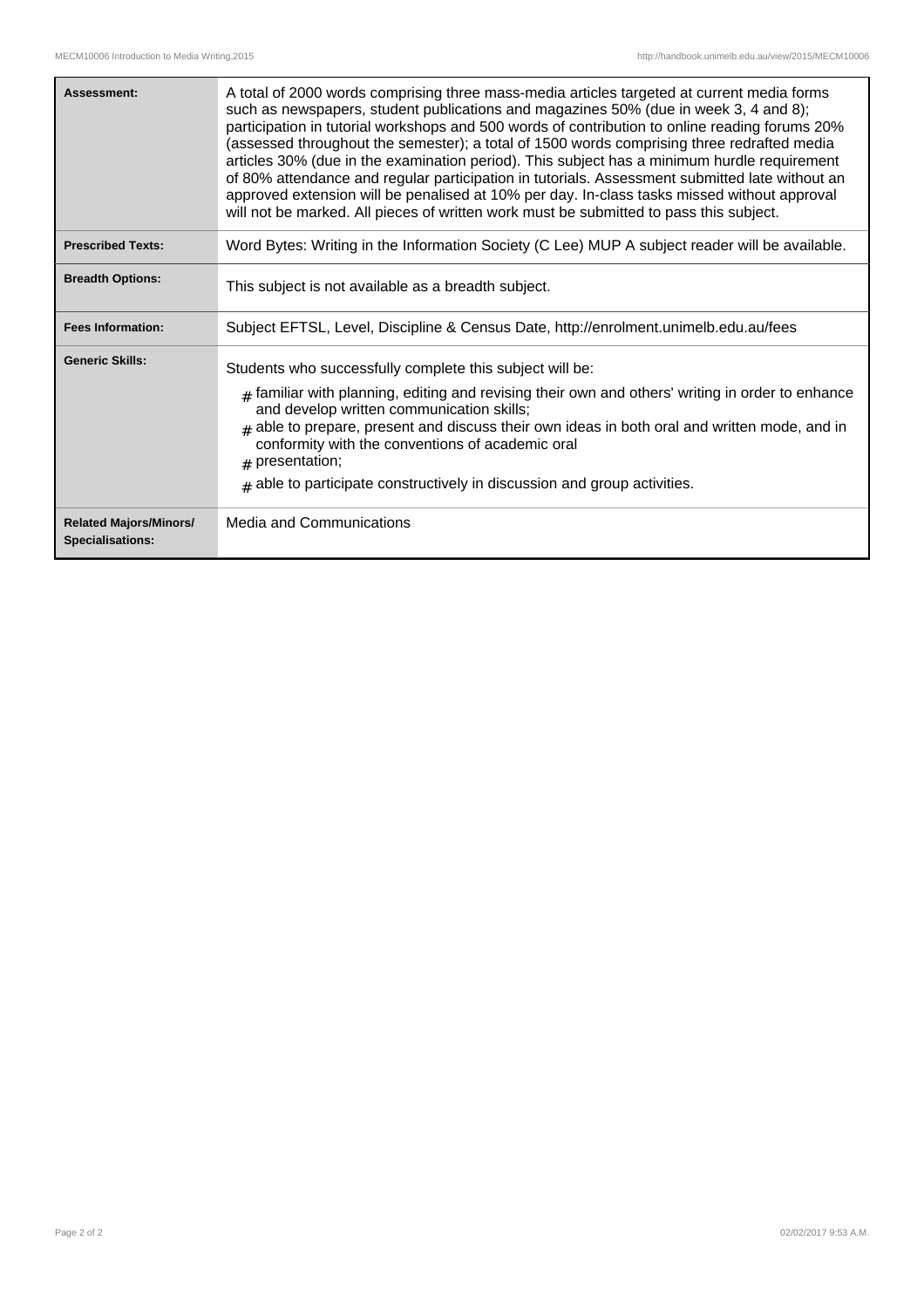| | |
|---|---|
| **Assessment:** | A total of 2000 words comprising three mass-media articles targeted at current media forms such as newspapers, student publications and magazines 50% (due in week 3, 4 and 8); participation in tutorial workshops and 500 words of contribution to online reading forums 20% (assessed throughout the semester); a total of 1500 words comprising three redrafted media articles 30% (due in the examination period). This subject has a minimum hurdle requirement of 80% attendance and regular participation in tutorials. Assessment submitted late without an approved extension will be penalised at 10% per day. In-class tasks missed without approval will not be marked. All pieces of written work must be submitted to pass this subject. |
| **Prescribed Texts:** | Word Bytes: Writing in the Information Society (C Lee) MUP A subject reader will be available. |
| **Breadth Options:** | This subject is not available as a breadth subject. |
| **Fees Information:** | Subject EFTSL, Level, Discipline & Census Date, http://enrolment.unimelb.edu.au/fees |
| **Generic Skills:** | Students who successfully complete this subject will be: <br> # familiar with planning, editing and revising their own and others' writing in order to enhance and develop written communication skills; <br> # able to prepare, present and discuss their own ideas in both oral and written mode, and in conformity with the conventions of academic oral <br> # presentation; <br> # able to participate constructively in discussion and group activities. |
| **Related Majors/Minors/ Specialisations:** | Media and Communications |